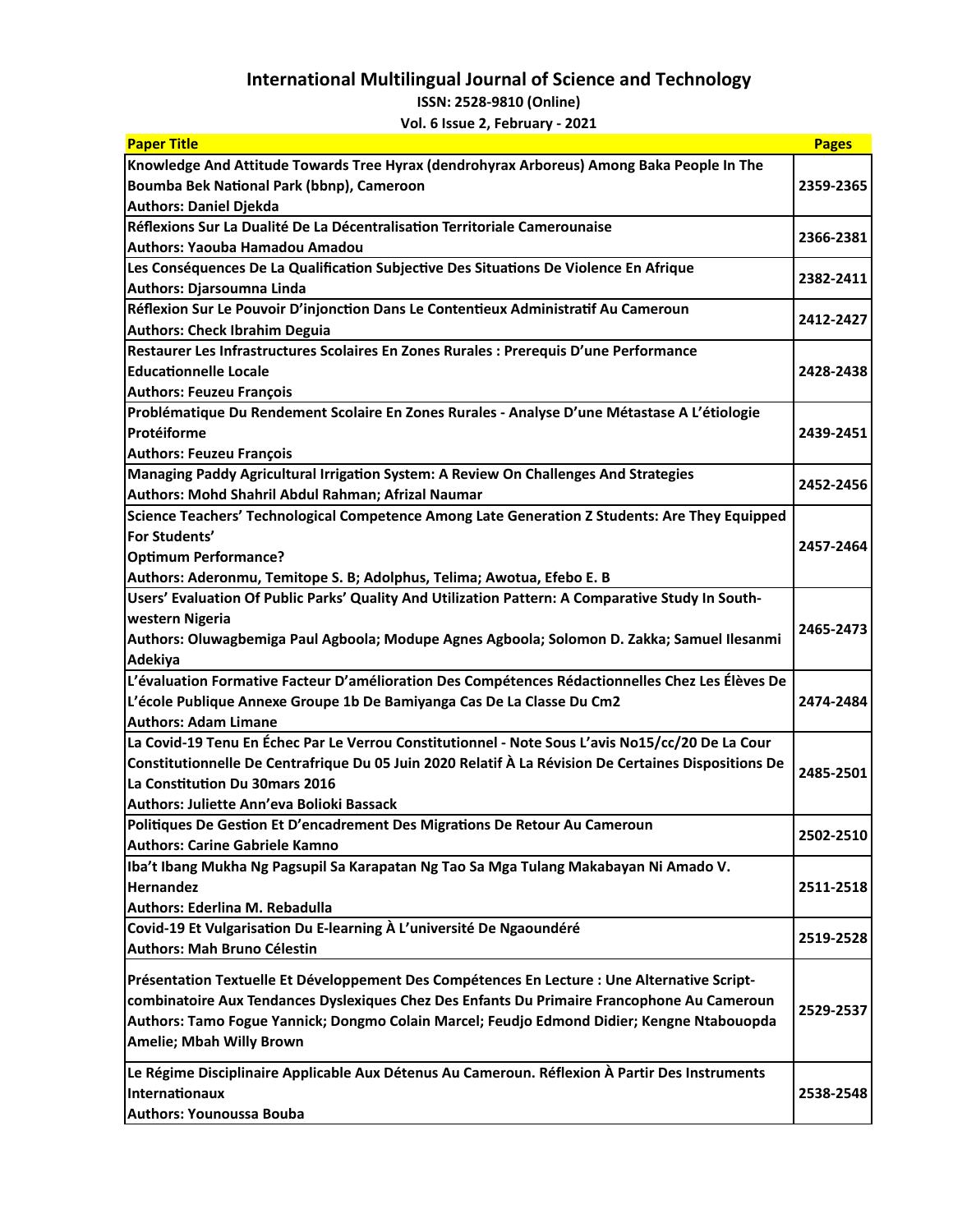# International Multilingual Journal of Science and Technology

**ISSN: 2528-9810 (Online)**

**Vol. 6 Issue 2, February - 2021**

| Paper Title | Pages |
| --- | --- |
| **Knowledge And Attitude Towards Tree Hyrax (dendrohyrax Arboreus) Among Baka People In The Boumba Bek National Park (bbnp), Cameroon**<br>**Authors: Daniel Djekda** | 2359-2365 |
| **Réflexions Sur La Dualité De La Décentralisation Territoriale Camerounaise**<br>**Authors: Yaouba Hamadou Amadou** | 2366-2381 |
| **Les Conséquences De La Qualification Subjective Des Situations De Violence En Afrique**<br>**Authors: Djarsoumna Linda** | 2382-2411 |
| **Réflexion Sur Le Pouvoir D'injonction Dans Le Contentieux Administratif Au Cameroun**<br>**Authors: Check Ibrahim Deguia** | 2412-2427 |
| **Restaurer Les Infrastructures Scolaires En Zones Rurales : Prerequis D'une Performance Educationnelle Locale**<br>**Authors: Feuzeu François** | 2428-2438 |
| **Problématique Du Rendement Scolaire En Zones Rurales - Analyse D'une Métastase A L'étiologie Protéiforme**<br>**Authors: Feuzeu François** | 2439-2451 |
| **Managing Paddy Agricultural Irrigation System: A Review On Challenges And Strategies**<br>**Authors: Mohd Shahril Abdul Rahman; Afrizal Naumar** | 2452-2456 |
| **Science Teachers' Technological Competence Among Late Generation Z Students: Are They Equipped For Students' Optimum Performance?**<br>**Authors: Aderonmu, Temitope S. B; Adolphus, Telima; Awotua, Efebo E. B** | 2457-2464 |
| **Users' Evaluation Of Public Parks' Quality And Utilization Pattern: A Comparative Study In South-western Nigeria**<br>**Authors: Oluwagbemiga Paul Agboola; Modupe Agnes Agboola; Solomon D. Zakka; Samuel Ilesanmi Adekiya** | 2465-2473 |
| **L'évaluation Formative Facteur D'amélioration Des Compétences Rédactionnelles Chez Les Élèves De L'école Publique Annexe Groupe 1b De Bamiyanga Cas De La Classe Du Cm2**<br>**Authors: Adam Limane** | 2474-2484 |
| **La Covid-19 Tenu En Échec Par Le Verrou Constitutionnel - Note Sous L'avis No15/cc/20 De La Cour Constitutionnelle De Centrafrique Du 05 Juin 2020 Relatif À La Révision De Certaines Dispositions De La Constitution Du 30mars 2016**<br>**Authors: Juliette Ann'eva Bolioki Bassack** | 2485-2501 |
| **Politiques De Gestion Et D'encadrement Des Migrations De Retour Au Cameroun**<br>**Authors: Carine Gabriele Kamno** | 2502-2510 |
| **Iba't Ibang Mukha Ng Pagsupil Sa Karapatan Ng Tao Sa Mga Tulang Makabayan Ni Amado V. Hernandez**<br>**Authors: Ederlina M. Rebadulla** | 2511-2518 |
| **Covid-19 Et Vulgarisation Du E-learning À L'université De Ngaoundéré**<br>**Authors: Mah Bruno Célestin** | 2519-2528 |
| **Présentation Textuelle Et Développement Des Compétences En Lecture : Une Alternative Script-combinatoire Aux Tendances Dyslexiques Chez Des Enfants Du Primaire Francophone Au Cameroun**<br>**Authors: Tamo Fogue Yannick; Dongmo Colain Marcel; Feudjo Edmond Didier; Kengne Ntabouopda Amelie; Mbah Willy Brown** | 2529-2537 |
| **Le Régime Disciplinaire Applicable Aux Détenus Au Cameroun. Réflexion À Partir Des Instruments Internationaux**<br>**Authors: Younoussa Bouba** | 2538-2548 |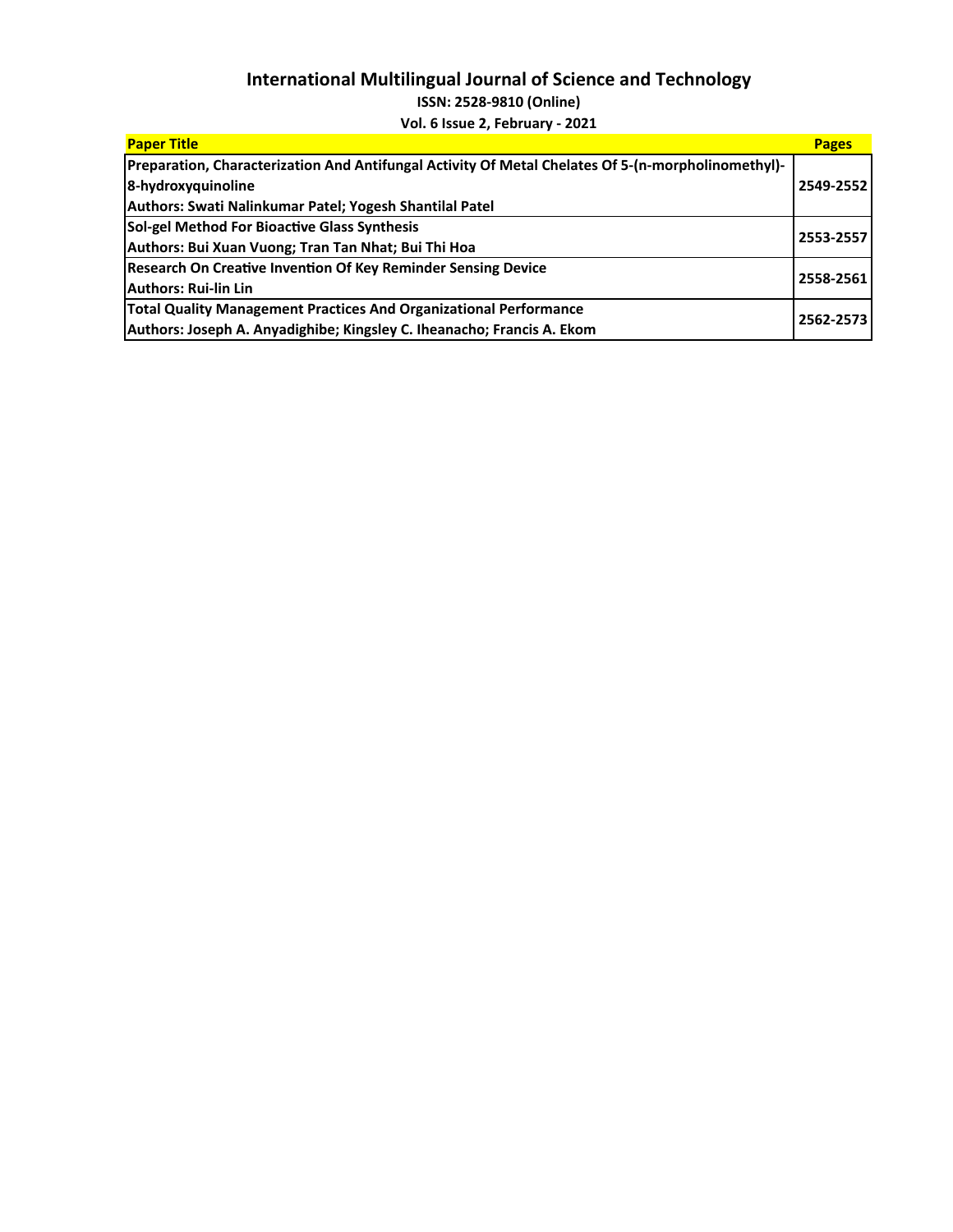# International Multilingual Journal of Science and Technology

**ISSN: 2528-9810 (Online)**

**Vol. 6 Issue 2, February - 2021**

| Paper Title | Pages |
|---|---|
| **Preparation, Characterization And Antifungal Activity Of Metal Chelates Of 5-(n-morpholinomethyl)-8-hydroxyquinoline**<br>**Authors: Swati Nalinkumar Patel; Yogesh Shantilal Patel** | **2549-2552** |
| **Sol-gel Method For Bioactive Glass Synthesis**<br>**Authors: Bui Xuan Vuong; Tran Tan Nhat; Bui Thi Hoa** | **2553-2557** |
| **Research On Creative Invention Of Key Reminder Sensing Device**<br>**Authors: Rui-lin Lin** | **2558-2561** |
| **Total Quality Management Practices And Organizational Performance**<br>**Authors: Joseph A. Anyadighibe; Kingsley C. Iheanacho; Francis A. Ekom** | **2562-2573** |